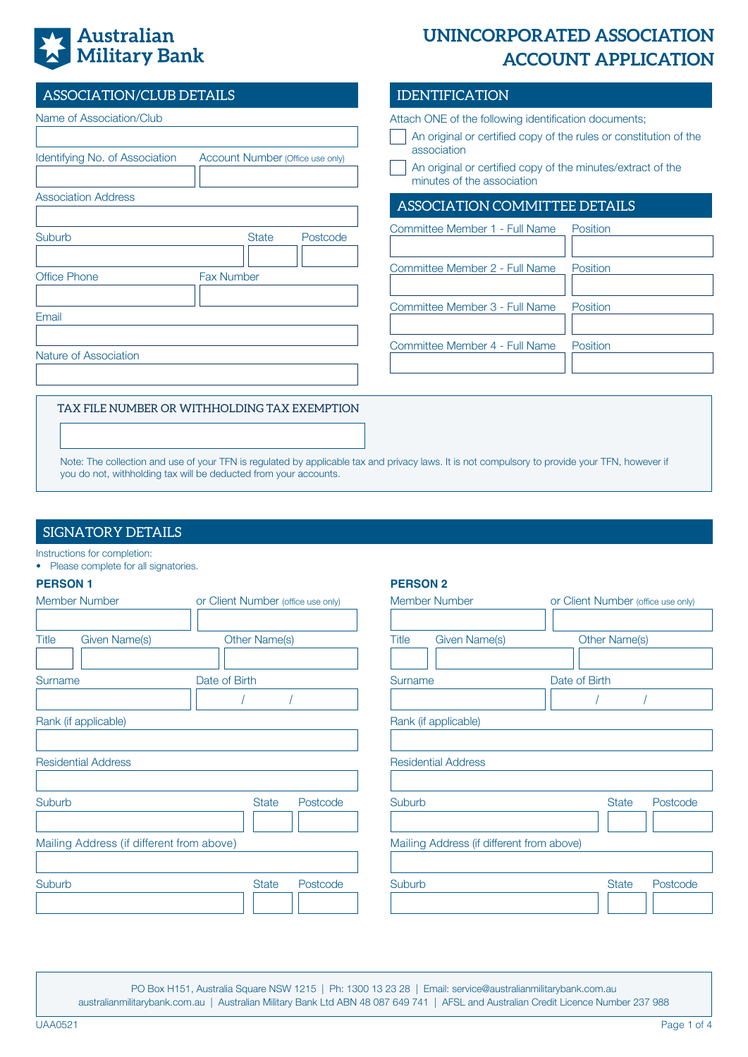Australian Military Bank

# UNINCORPORATED ASSOCIATION ACCOUNT APPLICATION

## ASSOCIATION/CLUB DETAILS

Name of Association/Club

Identifying No. of Association

Account Number (Office use only)

Association Address

Suburb | State | Postcode

Office Phone

Fax Number

Email

Nature of Association

## IDENTIFICATION

Attach ONE of the following identification documents;

- [ ] An original or certified copy of the rules or constitution of the association
- [ ] An original or certified copy of the minutes/extract of the minutes of the association

## ASSOCIATION COMMITTEE DETAILS

Committee Member 1 - Full Name | Position

Committee Member 2 - Full Name | Position

Committee Member 3 - Full Name | Position

Committee Member 4 - Full Name | Position

### TAX FILE NUMBER OR WITHHOLDING TAX EXEMPTION

Note: The collection and use of your TFN is regulated by applicable tax and privacy laws. It is not compulsory to provide your TFN, however if you do not, withholding tax will be deducted from your accounts.

## SIGNATORY DETAILS

Instructions for completion:

- Please complete for all signatories.

**PERSON 1**

Member Number

or Client Number (office use only)

Title | Given Name(s) | Other Name(s)

Surname

Date of Birth / /

Rank (if applicable)

Residential Address

Suburb | State | Postcode

Mailing Address (if different from above)

Suburb | State | Postcode

**PERSON 2**

Member Number

or Client Number (office use only)

Title | Given Name(s) | Other Name(s)

Surname

Date of Birth / /

Rank (if applicable)

Residential Address

Suburb | State | Postcode

Mailing Address (if different from above)

Suburb | State | Postcode

PO Box H151, Australia Square NSW 1215 | Ph: 1300 13 23 28 | Email: service@australianmilitarybank.com.au
australianmilitarybank.com.au | Australian Military Bank Ltd ABN 48 087 649 741 | AFSL and Australian Credit Licence Number 237 988

UAA0521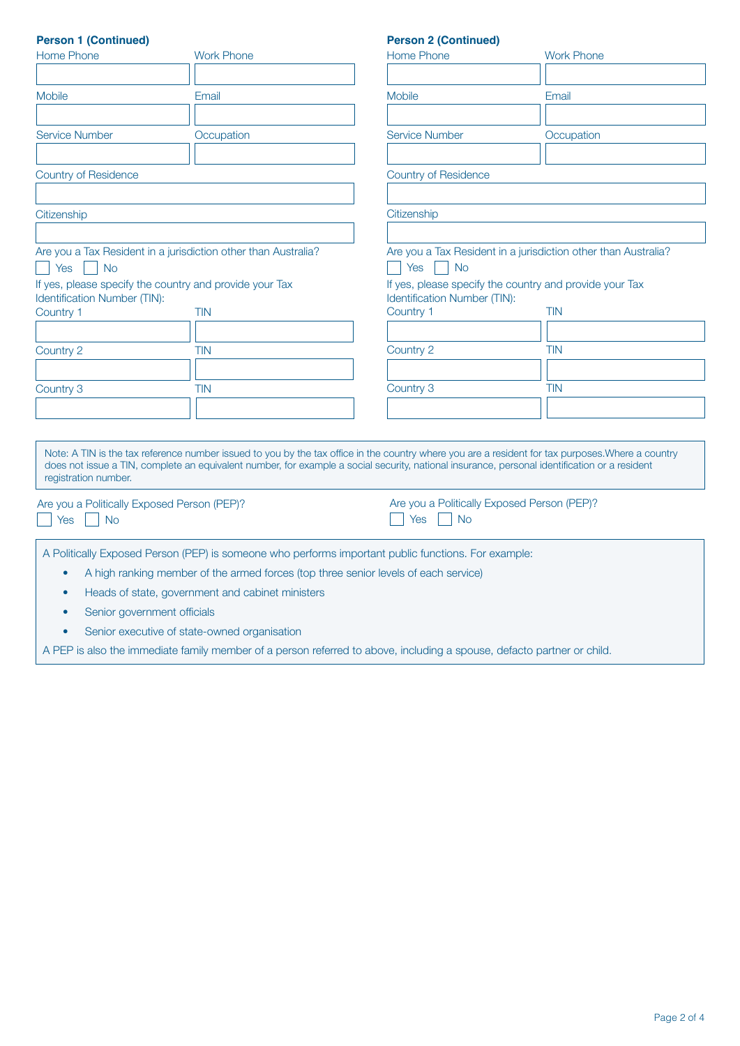**Person 1 (Continued)**

Home Phone

Work Phone

Mobile

Email

Service Number

Occupation

Country of Residence

Citizenship

Are you a Tax Resident in a jurisdiction other than Australia?

☐ Yes ☐ No

If yes, please specify the country and provide your Tax Identification Number (TIN):

| Country | TIN |
| --- | --- |
| Country 1 | TIN |
| Country 2 | TIN |
| Country 3 | TIN |

**Person 2 (Continued)**

Home Phone

Work Phone

Mobile

Email

Service Number

Occupation

Country of Residence

Citizenship

Are you a Tax Resident in a jurisdiction other than Australia?

☐ Yes ☐ No

If yes, please specify the country and provide your Tax Identification Number (TIN):

| Country | TIN |
| --- | --- |
| Country 1 | TIN |
| Country 2 | TIN |
| Country 3 | TIN |

Note: A TIN is the tax reference number issued to you by the tax office in the country where you are a resident for tax purposes.Where a country does not issue a TIN, complete an equivalent number, for example a social security, national insurance, personal identification or a resident registration number.

**Person 1:** Are you a Politically Exposed Person (PEP)?

☐ Yes ☐ No

**Person 2:** Are you a Politically Exposed Person (PEP)?

☐ Yes ☐ No

A Politically Exposed Person (PEP) is someone who performs important public functions. For example:

- A high ranking member of the armed forces (top three senior levels of each service)
- Heads of state, government and cabinet ministers
- Senior government officials
- Senior executive of state-owned organisation

A PEP is also the immediate family member of a person referred to above, including a spouse, defacto partner or child.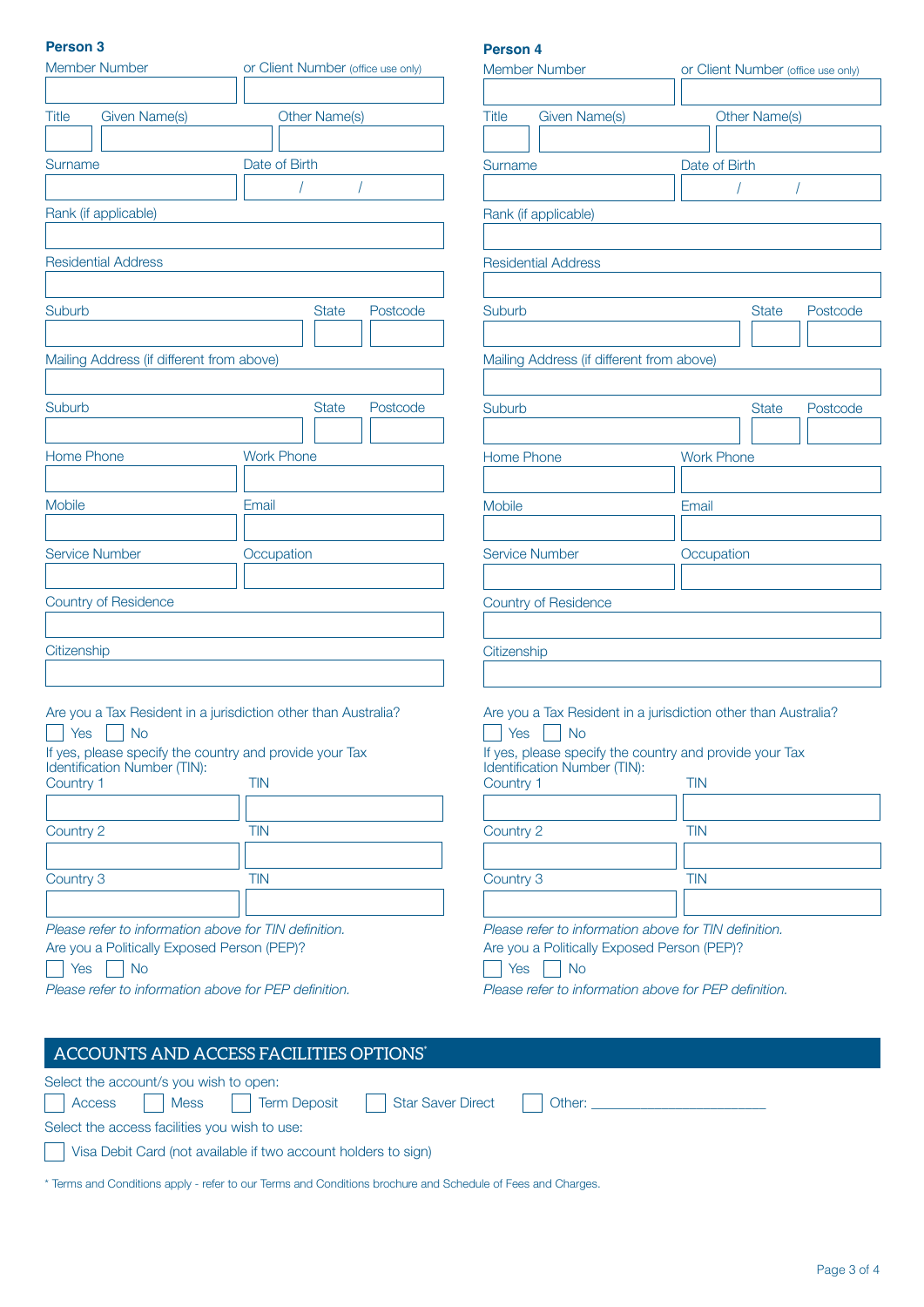**Person 3**

Member Number

or Client Number (office use only)

Title

Given Name(s)

Other Name(s)

Surname

Date of Birth

/ /

Rank (if applicable)

Residential Address

Suburb

State

Postcode

Mailing Address (if different from above)

Suburb

State

Postcode

Home Phone

Work Phone

Mobile

Email

Service Number

Occupation

Country of Residence

Citizenship

Are you a Tax Resident in a jurisdiction other than Australia?

☐ Yes ☐ No

If yes, please specify the country and provide your Tax Identification Number (TIN):

Country 1

TIN

Country 2

TIN

Country 3

TIN

*Please refer to information above for TIN definition.*

Are you a Politically Exposed Person (PEP)?

☐ Yes ☐ No

*Please refer to information above for PEP definition.*

**Person 4**

Member Number

or Client Number (office use only)

Title

Given Name(s)

Other Name(s)

Surname

Date of Birth

/ /

Rank (if applicable)

Residential Address

Suburb

State

Postcode

Mailing Address (if different from above)

Suburb

State

Postcode

Home Phone

Work Phone

Mobile

Email

Service Number

Occupation

Country of Residence

Citizenship

Are you a Tax Resident in a jurisdiction other than Australia?

☐ Yes ☐ No

If yes, please specify the country and provide your Tax Identification Number (TIN):

Country 1

TIN

Country 2

TIN

Country 3

TIN

*Please refer to information above for TIN definition.*

Are you a Politically Exposed Person (PEP)?

☐ Yes ☐ No

*Please refer to information above for PEP definition.*

## ACCOUNTS AND ACCESS FACILITIES OPTIONS*

Select the account/s you wish to open:

☐ Access ☐ Mess ☐ Term Deposit ☐ Star Saver Direct ☐ Other: ______________________

Select the access facilities you wish to use:

☐ Visa Debit Card (not available if two account holders to sign)

\* Terms and Conditions apply - refer to our Terms and Conditions brochure and Schedule of Fees and Charges.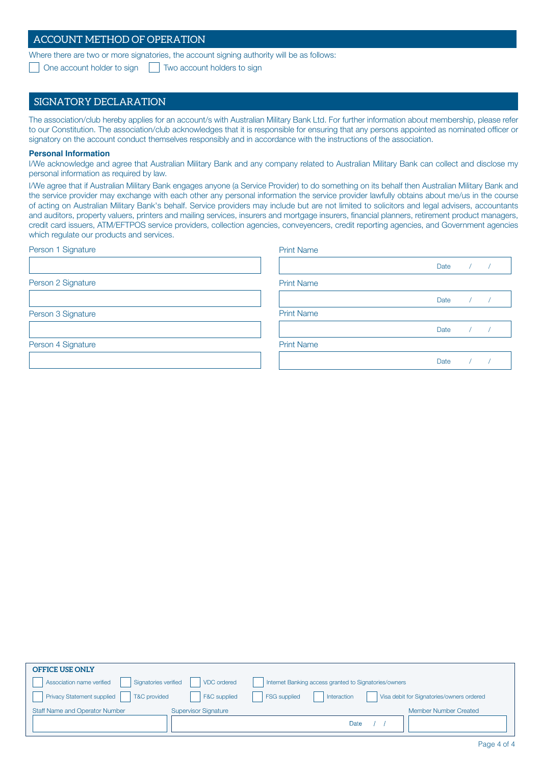## ACCOUNT METHOD OF OPERATION

Where there are two or more signatories, the account signing authority will be as follows:

☐ One account holder to sign ☐ Two account holders to sign

## SIGNATORY DECLARATION

The association/club hereby applies for an account/s with Australian Military Bank Ltd. For further information about membership, please refer to our Constitution. The association/club acknowledges that it is responsible for ensuring that any persons appointed as nominated officer or signatory on the account conduct themselves responsibly and in accordance with the instructions of the association.

**Personal Information**

I/We acknowledge and agree that Australian Military Bank and any company related to Australian Military Bank can collect and disclose my personal information as required by law.

I/We agree that if Australian Military Bank engages anyone (a Service Provider) to do something on its behalf then Australian Military Bank and the service provider may exchange with each other any personal information the service provider lawfully obtains about me/us in the course of acting on Australian Military Bank's behalf. Service providers may include but are not limited to solicitors and legal advisers, accountants and auditors, property valuers, printers and mailing services, insurers and mortgage insurers, financial planners, retirement product managers, credit card issuers, ATM/EFTPOS service providers, collection agencies, conveyencers, credit reporting agencies, and Government agencies which regulate our products and services.

| Signature | Print Name | Date |
|---|---|---|
| Person 1 Signature | | / / |
| Person 2 Signature | | / / |
| Person 3 Signature | | / / |
| Person 4 Signature | | / / |

**OFFICE USE ONLY**

☐ Association name verified ☐ Signatories verified ☐ VDC ordered ☐ Internet Banking access granted to Signatories/owners

☐ Privacy Statement supplied ☐ T&C provided ☐ F&C supplied ☐ FSG supplied ☐ Interaction ☐ Visa debit for Signatories/owners ordered

| Staff Name and Operator Number | Supervisor Signature | Member Number Created |
|---|---|---|
| | Date / / | |